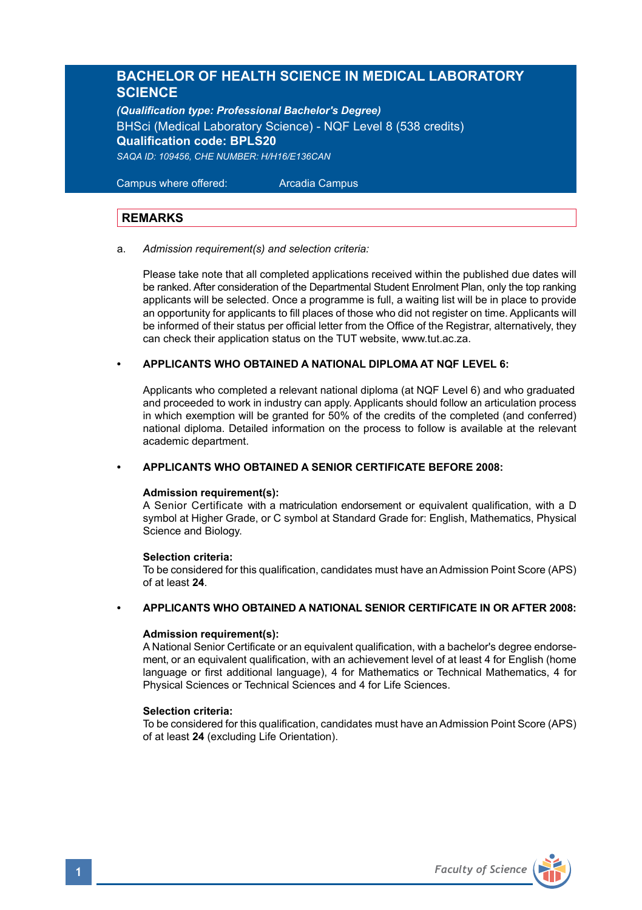# BACHELOR OF HEALTH SCIENCE IN MEDICAL LABORATORY SCIENCE

***(Qualification type: Professional Bachelor's Degree)***

BHSci (Medical Laboratory Science) - NQF Level 8 (538 credits)

**Qualification code: BPLS20**

*SAQA ID: 109456, CHE NUMBER: H/H16/E136CAN*

Campus where offered: Arcadia Campus

## REMARKS

a. *Admission requirement(s) and selection criteria:*

Please take note that all completed applications received within the published due dates will be ranked. After consideration of the Departmental Student Enrolment Plan, only the top ranking applicants will be selected. Once a programme is full, a waiting list will be in place to provide an opportunity for applicants to fill places of those who did not register on time. Applicants will be informed of their status per official letter from the Office of the Registrar, alternatively, they can check their application status on the TUT website, www.tut.ac.za.

- **APPLICANTS WHO OBTAINED A NATIONAL DIPLOMA AT NQF LEVEL 6:**

  Applicants who completed a relevant national diploma (at NQF Level 6) and who graduated and proceeded to work in industry can apply. Applicants should follow an articulation process in which exemption will be granted for 50% of the credits of the completed (and conferred) national diploma. Detailed information on the process to follow is available at the relevant academic department.

- **APPLICANTS WHO OBTAINED A SENIOR CERTIFICATE BEFORE 2008:**

  **Admission requirement(s):**
  A Senior Certificate with a matriculation endorsement or equivalent qualification, with a D symbol at Higher Grade, or C symbol at Standard Grade for: English, Mathematics, Physical Science and Biology.

  **Selection criteria:**
  To be considered for this qualification, candidates must have an Admission Point Score (APS) of at least **24**.

- **APPLICANTS WHO OBTAINED A NATIONAL SENIOR CERTIFICATE IN OR AFTER 2008:**

  **Admission requirement(s):**
  A National Senior Certificate or an equivalent qualification, with a bachelor's degree endorsement, or an equivalent qualification, with an achievement level of at least 4 for English (home language or first additional language), 4 for Mathematics or Technical Mathematics, 4 for Physical Sciences or Technical Sciences and 4 for Life Sciences.

  **Selection criteria:**
  To be considered for this qualification, candidates must have an Admission Point Score (APS) of at least **24** (excluding Life Orientation).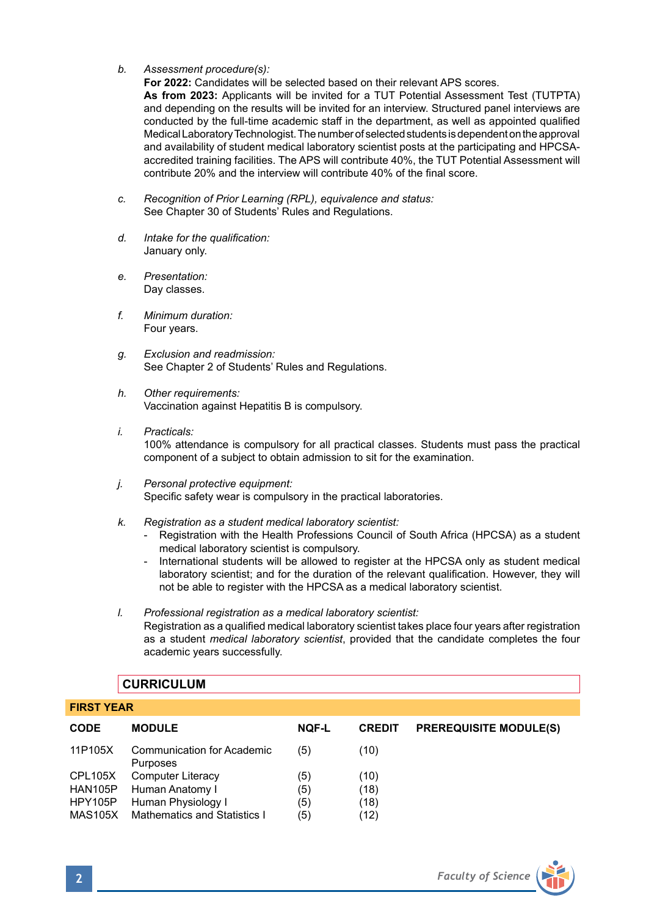*b. Assessment procedure(s):*

**For 2022:** Candidates will be selected based on their relevant APS scores.

**As from 2023:** Applicants will be invited for a TUT Potential Assessment Test (TUTPTA) and depending on the results will be invited for an interview. Structured panel interviews are conducted by the full-time academic staff in the department, as well as appointed qualified Medical Laboratory Technologist. The number of selected students is dependent on the approval and availability of student medical laboratory scientist posts at the participating and HPCSA-accredited training facilities. The APS will contribute 40%, the TUT Potential Assessment will contribute 20% and the interview will contribute 40% of the final score.

*c. Recognition of Prior Learning (RPL), equivalence and status:*

See Chapter 30 of Students' Rules and Regulations.

*d. Intake for the qualification:*

January only.

*e. Presentation:*

Day classes.

*f. Minimum duration:*

Four years.

*g. Exclusion and readmission:*

See Chapter 2 of Students' Rules and Regulations.

*h. Other requirements:*

Vaccination against Hepatitis B is compulsory.

*i. Practicals:*

100% attendance is compulsory for all practical classes. Students must pass the practical component of a subject to obtain admission to sit for the examination.

*j. Personal protective equipment:*

Specific safety wear is compulsory in the practical laboratories.

*k. Registration as a student medical laboratory scientist:*

- Registration with the Health Professions Council of South Africa (HPCSA) as a student medical laboratory scientist is compulsory.
- International students will be allowed to register at the HPCSA only as student medical laboratory scientist; and for the duration of the relevant qualification. However, they will not be able to register with the HPCSA as a medical laboratory scientist.

*l. Professional registration as a medical laboratory scientist:*

Registration as a qualified medical laboratory scientist takes place four years after registration as a student *medical laboratory scientist*, provided that the candidate completes the four academic years successfully.

## CURRICULUM

### FIRST YEAR

| CODE | MODULE | NQF-L | CREDIT | PREREQUISITE MODULE(S) |
|---|---|---|---|---|
| 11P105X | Communication for Academic Purposes | (5) | (10) | |
| CPL105X | Computer Literacy | (5) | (10) | |
| HAN105P | Human Anatomy I | (5) | (18) | |
| HPY105P | Human Physiology I | (5) | (18) | |
| MAS105X | Mathematics and Statistics I | (5) | (12) | |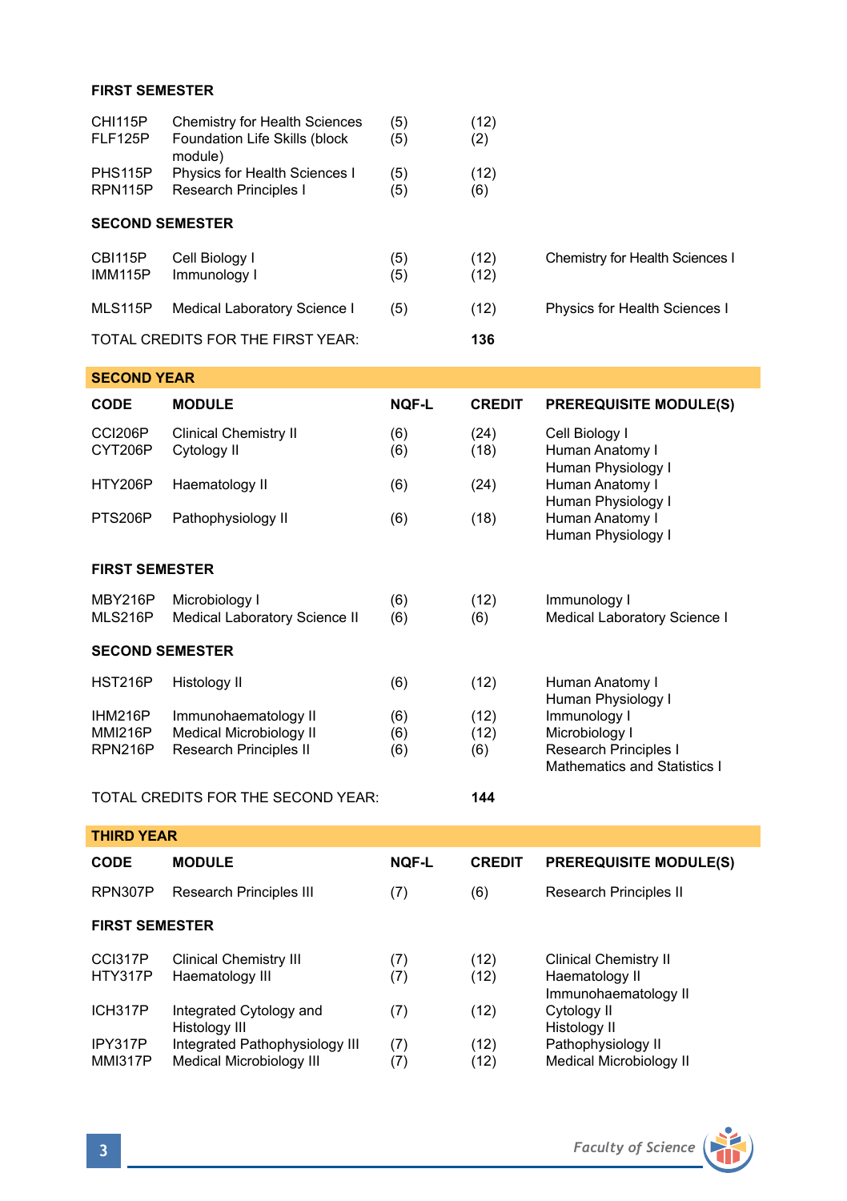**FIRST SEMESTER**

| | | | | |
|---|---|---|---|---|
| CHI115P | Chemistry for Health Sciences | (5) | (12) | |
| FLF125P | Foundation Life Skills (block module) | (5) | (2) | |
| PHS115P | Physics for Health Sciences I | (5) | (12) | |
| RPN115P | Research Principles I | (5) | (6) | |

**SECOND SEMESTER**

| | | | | |
|---|---|---|---|---|
| CBI115P | Cell Biology I | (5) | (12) | Chemistry for Health Sciences I |
| IMM115P | Immunology I | (5) | (12) | |
| MLS115P | Medical Laboratory Science I | (5) | (12) | Physics for Health Sciences I |

TOTAL CREDITS FOR THE FIRST YEAR: **136**

## SECOND YEAR

| CODE | MODULE | NQF-L | CREDIT | PREREQUISITE MODULE(S) |
|---|---|---|---|---|
| CCI206P | Clinical Chemistry II | (6) | (24) | Cell Biology I |
| CYT206P | Cytology II | (6) | (18) | Human Anatomy I<br>Human Physiology I |
| HTY206P | Haematology II | (6) | (24) | Human Anatomy I<br>Human Physiology I |
| PTS206P | Pathophysiology II | (6) | (18) | Human Anatomy I<br>Human Physiology I |
| **FIRST SEMESTER** | | | | |
| MBY216P | Microbiology I | (6) | (12) | Immunology I |
| MLS216P | Medical Laboratory Science II | (6) | (6) | Medical Laboratory Science I |
| **SECOND SEMESTER** | | | | |
| HST216P | Histology II | (6) | (12) | Human Anatomy I<br>Human Physiology I |
| IHM216P | Immunohaematology II | (6) | (12) | Immunology I |
| MMI216P | Medical Microbiology II | (6) | (12) | Microbiology I |
| RPN216P | Research Principles II | (6) | (6) | Research Principles I<br>Mathematics and Statistics I |

TOTAL CREDITS FOR THE SECOND YEAR: **144**

## THIRD YEAR

| CODE | MODULE | NQF-L | CREDIT | PREREQUISITE MODULE(S) |
|---|---|---|---|---|
| RPN307P | Research Principles III | (7) | (6) | Research Principles II |
| **FIRST SEMESTER** | | | | |
| CCI317P | Clinical Chemistry III | (7) | (12) | Clinical Chemistry II |
| HTY317P | Haematology III | (7) | (12) | Haematology II<br>Immunohaematology II |
| ICH317P | Integrated Cytology and Histology III | (7) | (12) | Cytology II<br>Histology II |
| IPY317P | Integrated Pathophysiology III | (7) | (12) | Pathophysiology II |
| MMI317P | Medical Microbiology III | (7) | (12) | Medical Microbiology II |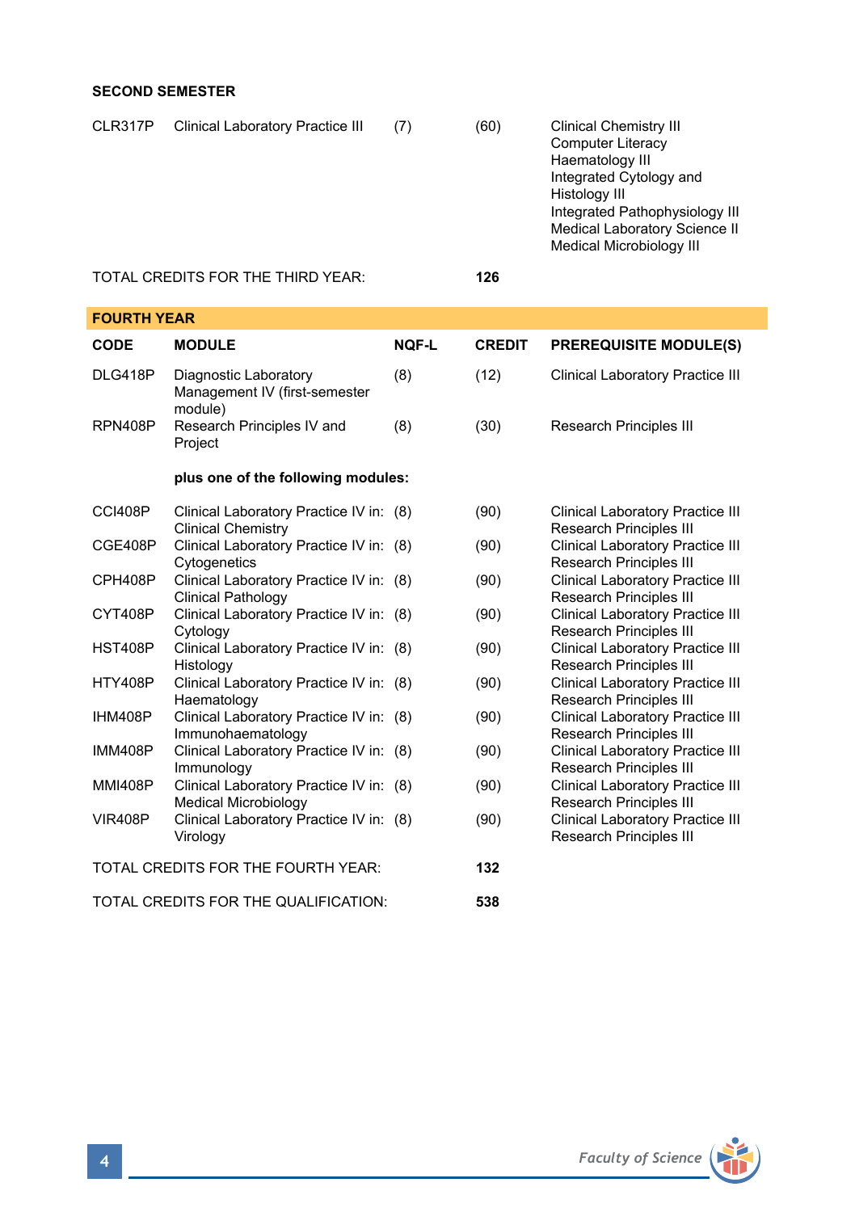**SECOND SEMESTER**

| | | | | |
|---|---|---|---|---|
| CLR317P | Clinical Laboratory Practice III | (7) | (60) | Clinical Chemistry III<br>Computer Literacy<br>Haematology III<br>Integrated Cytology and Histology III<br>Integrated Pathophysiology III<br>Medical Laboratory Science II<br>Medical Microbiology III |

TOTAL CREDITS FOR THE THIRD YEAR: **126**

## FOURTH YEAR

| CODE | MODULE | NQF-L | CREDIT | PREREQUISITE MODULE(S) |
|---|---|---|---|---|
| DLG418P | Diagnostic Laboratory Management IV (first-semester module) | (8) | (12) | Clinical Laboratory Practice III |
| RPN408P | Research Principles IV and Project | (8) | (30) | Research Principles III |
| | **plus one of the following modules:** | | | |
| CCI408P | Clinical Laboratory Practice IV in: Clinical Chemistry | (8) | (90) | Clinical Laboratory Practice III<br>Research Principles III |
| CGE408P | Clinical Laboratory Practice IV in: Cytogenetics | (8) | (90) | Clinical Laboratory Practice III<br>Research Principles III |
| CPH408P | Clinical Laboratory Practice IV in: Clinical Pathology | (8) | (90) | Clinical Laboratory Practice III<br>Research Principles III |
| CYT408P | Clinical Laboratory Practice IV in: Cytology | (8) | (90) | Clinical Laboratory Practice III<br>Research Principles III |
| HST408P | Clinical Laboratory Practice IV in: Histology | (8) | (90) | Clinical Laboratory Practice III<br>Research Principles III |
| HTY408P | Clinical Laboratory Practice IV in: Haematology | (8) | (90) | Clinical Laboratory Practice III<br>Research Principles III |
| IHM408P | Clinical Laboratory Practice IV in: Immunohaematology | (8) | (90) | Clinical Laboratory Practice III<br>Research Principles III |
| IMM408P | Clinical Laboratory Practice IV in: Immunology | (8) | (90) | Clinical Laboratory Practice III<br>Research Principles III |
| MMI408P | Clinical Laboratory Practice IV in: Medical Microbiology | (8) | (90) | Clinical Laboratory Practice III<br>Research Principles III |
| VIR408P | Clinical Laboratory Practice IV in: Virology | (8) | (90) | Clinical Laboratory Practice III<br>Research Principles III |

TOTAL CREDITS FOR THE FOURTH YEAR: **132**

TOTAL CREDITS FOR THE QUALIFICATION: **538**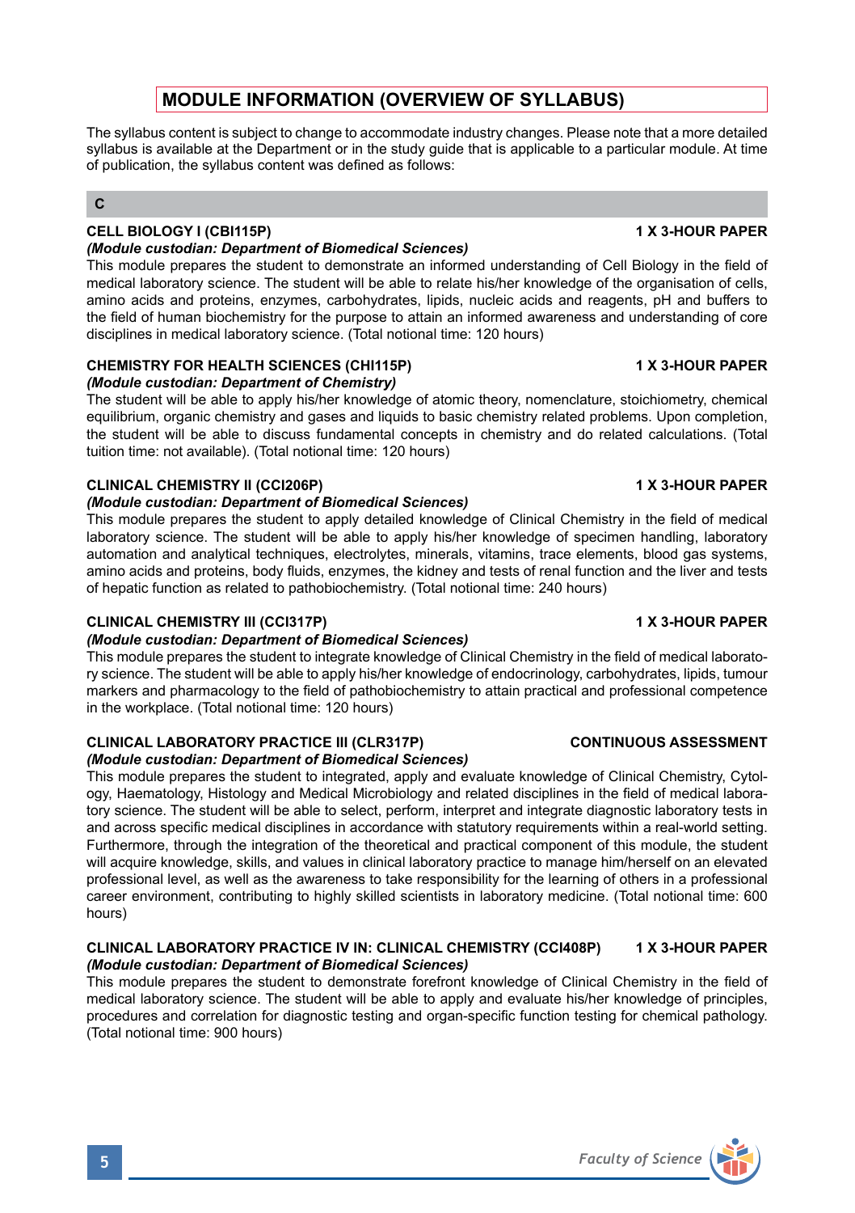# MODULE INFORMATION (OVERVIEW OF SYLLABUS)

The syllabus content is subject to change to accommodate industry changes. Please note that a more detailed syllabus is available at the Department or in the study guide that is applicable to a particular module. At time of publication, the syllabus content was defined as follows:

## C

### CELL BIOLOGY I (CBI115P) — 1 X 3-HOUR PAPER

*(Module custodian: Department of Biomedical Sciences)*

This module prepares the student to demonstrate an informed understanding of Cell Biology in the field of medical laboratory science. The student will be able to relate his/her knowledge of the organisation of cells, amino acids and proteins, enzymes, carbohydrates, lipids, nucleic acids and reagents, pH and buffers to the field of human biochemistry for the purpose to attain an informed awareness and understanding of core disciplines in medical laboratory science. (Total notional time: 120 hours)

### CHEMISTRY FOR HEALTH SCIENCES (CHI115P) — 1 X 3-HOUR PAPER

*(Module custodian: Department of Chemistry)*

The student will be able to apply his/her knowledge of atomic theory, nomenclature, stoichiometry, chemical equilibrium, organic chemistry and gases and liquids to basic chemistry related problems. Upon completion, the student will be able to discuss fundamental concepts in chemistry and do related calculations. (Total tuition time: not available). (Total notional time: 120 hours)

### CLINICAL CHEMISTRY II (CCI206P) — 1 X 3-HOUR PAPER

*(Module custodian: Department of Biomedical Sciences)*

This module prepares the student to apply detailed knowledge of Clinical Chemistry in the field of medical laboratory science. The student will be able to apply his/her knowledge of specimen handling, laboratory automation and analytical techniques, electrolytes, minerals, vitamins, trace elements, blood gas systems, amino acids and proteins, body fluids, enzymes, the kidney and tests of renal function and the liver and tests of hepatic function as related to pathobiochemistry. (Total notional time: 240 hours)

### CLINICAL CHEMISTRY III (CCI317P) — 1 X 3-HOUR PAPER

*(Module custodian: Department of Biomedical Sciences)*

This module prepares the student to integrate knowledge of Clinical Chemistry in the field of medical laboratory science. The student will be able to apply his/her knowledge of endocrinology, carbohydrates, lipids, tumour markers and pharmacology to the field of pathobiochemistry to attain practical and professional competence in the workplace. (Total notional time: 120 hours)

### CLINICAL LABORATORY PRACTICE III (CLR317P) — CONTINUOUS ASSESSMENT

*(Module custodian: Department of Biomedical Sciences)*

This module prepares the student to integrated, apply and evaluate knowledge of Clinical Chemistry, Cytology, Haematology, Histology and Medical Microbiology and related disciplines in the field of medical laboratory science. The student will be able to select, perform, interpret and integrate diagnostic laboratory tests in and across specific medical disciplines in accordance with statutory requirements within a real-world setting. Furthermore, through the integration of the theoretical and practical component of this module, the student will acquire knowledge, skills, and values in clinical laboratory practice to manage him/herself on an elevated professional level, as well as the awareness to take responsibility for the learning of others in a professional career environment, contributing to highly skilled scientists in laboratory medicine. (Total notional time: 600 hours)

### CLINICAL LABORATORY PRACTICE IV IN: CLINICAL CHEMISTRY (CCI408P) — 1 X 3-HOUR PAPER

*(Module custodian: Department of Biomedical Sciences)*

This module prepares the student to demonstrate forefront knowledge of Clinical Chemistry in the field of medical laboratory science. The student will be able to apply and evaluate his/her knowledge of principles, procedures and correlation for diagnostic testing and organ-specific function testing for chemical pathology. (Total notional time: 900 hours)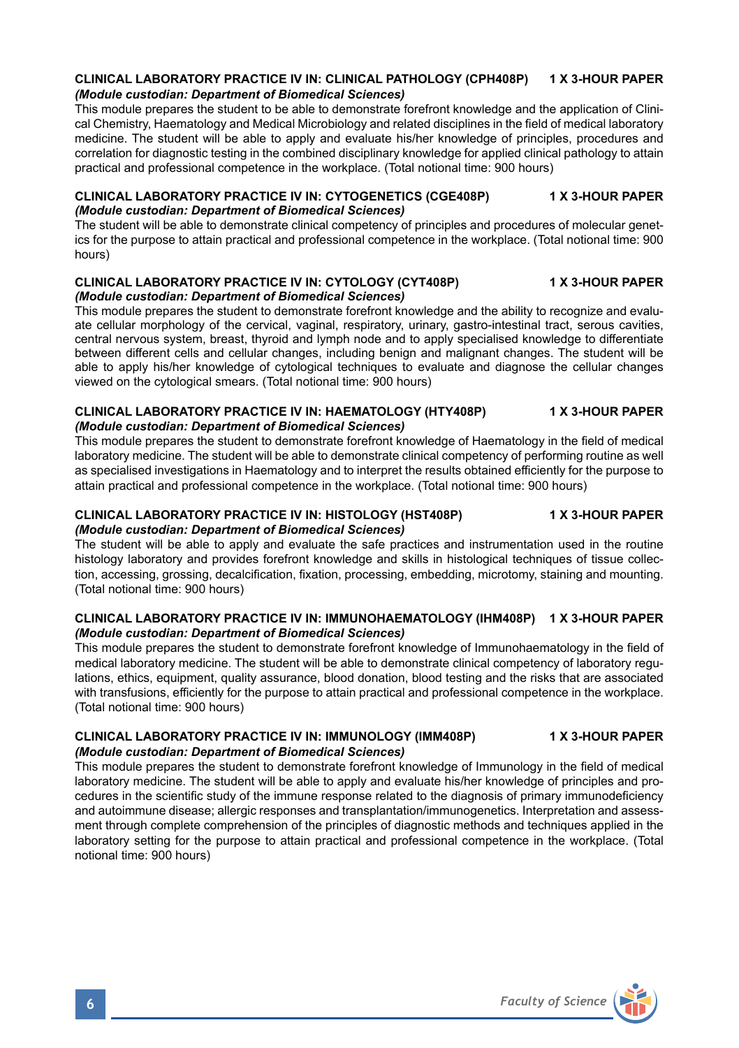### CLINICAL LABORATORY PRACTICE IV IN: CLINICAL PATHOLOGY (CPH408P) 1 X 3-HOUR PAPER

***(Module custodian: Department of Biomedical Sciences)***

This module prepares the student to be able to demonstrate forefront knowledge and the application of Clinical Chemistry, Haematology and Medical Microbiology and related disciplines in the field of medical laboratory medicine. The student will be able to apply and evaluate his/her knowledge of principles, procedures and correlation for diagnostic testing in the combined disciplinary knowledge for applied clinical pathology to attain practical and professional competence in the workplace. (Total notional time: 900 hours)

### CLINICAL LABORATORY PRACTICE IV IN: CYTOGENETICS (CGE408P) 1 X 3-HOUR PAPER

***(Module custodian: Department of Biomedical Sciences)***

The student will be able to demonstrate clinical competency of principles and procedures of molecular genetics for the purpose to attain practical and professional competence in the workplace. (Total notional time: 900 hours)

### CLINICAL LABORATORY PRACTICE IV IN: CYTOLOGY (CYT408P) 1 X 3-HOUR PAPER

***(Module custodian: Department of Biomedical Sciences)***

This module prepares the student to demonstrate forefront knowledge and the ability to recognize and evaluate cellular morphology of the cervical, vaginal, respiratory, urinary, gastro-intestinal tract, serous cavities, central nervous system, breast, thyroid and lymph node and to apply specialised knowledge to differentiate between different cells and cellular changes, including benign and malignant changes. The student will be able to apply his/her knowledge of cytological techniques to evaluate and diagnose the cellular changes viewed on the cytological smears. (Total notional time: 900 hours)

### CLINICAL LABORATORY PRACTICE IV IN: HAEMATOLOGY (HTY408P) 1 X 3-HOUR PAPER

***(Module custodian: Department of Biomedical Sciences)***

This module prepares the student to demonstrate forefront knowledge of Haematology in the field of medical laboratory medicine. The student will be able to demonstrate clinical competency of performing routine as well as specialised investigations in Haematology and to interpret the results obtained efficiently for the purpose to attain practical and professional competence in the workplace. (Total notional time: 900 hours)

### CLINICAL LABORATORY PRACTICE IV IN: HISTOLOGY (HST408P) 1 X 3-HOUR PAPER

***(Module custodian: Department of Biomedical Sciences)***

The student will be able to apply and evaluate the safe practices and instrumentation used in the routine histology laboratory and provides forefront knowledge and skills in histological techniques of tissue collection, accessing, grossing, decalcification, fixation, processing, embedding, microtomy, staining and mounting. (Total notional time: 900 hours)

### CLINICAL LABORATORY PRACTICE IV IN: IMMUNOHAEMATOLOGY (IHM408P) 1 X 3-HOUR PAPER

***(Module custodian: Department of Biomedical Sciences)***

This module prepares the student to demonstrate forefront knowledge of Immunohaematology in the field of medical laboratory medicine. The student will be able to demonstrate clinical competency of laboratory regulations, ethics, equipment, quality assurance, blood donation, blood testing and the risks that are associated with transfusions, efficiently for the purpose to attain practical and professional competence in the workplace. (Total notional time: 900 hours)

### CLINICAL LABORATORY PRACTICE IV IN: IMMUNOLOGY (IMM408P) 1 X 3-HOUR PAPER

***(Module custodian: Department of Biomedical Sciences)***

This module prepares the student to demonstrate forefront knowledge of Immunology in the field of medical laboratory medicine. The student will be able to apply and evaluate his/her knowledge of principles and procedures in the scientific study of the immune response related to the diagnosis of primary immunodeficiency and autoimmune disease; allergic responses and transplantation/immunogenetics. Interpretation and assessment through complete comprehension of the principles of diagnostic methods and techniques applied in the laboratory setting for the purpose to attain practical and professional competence in the workplace. (Total notional time: 900 hours)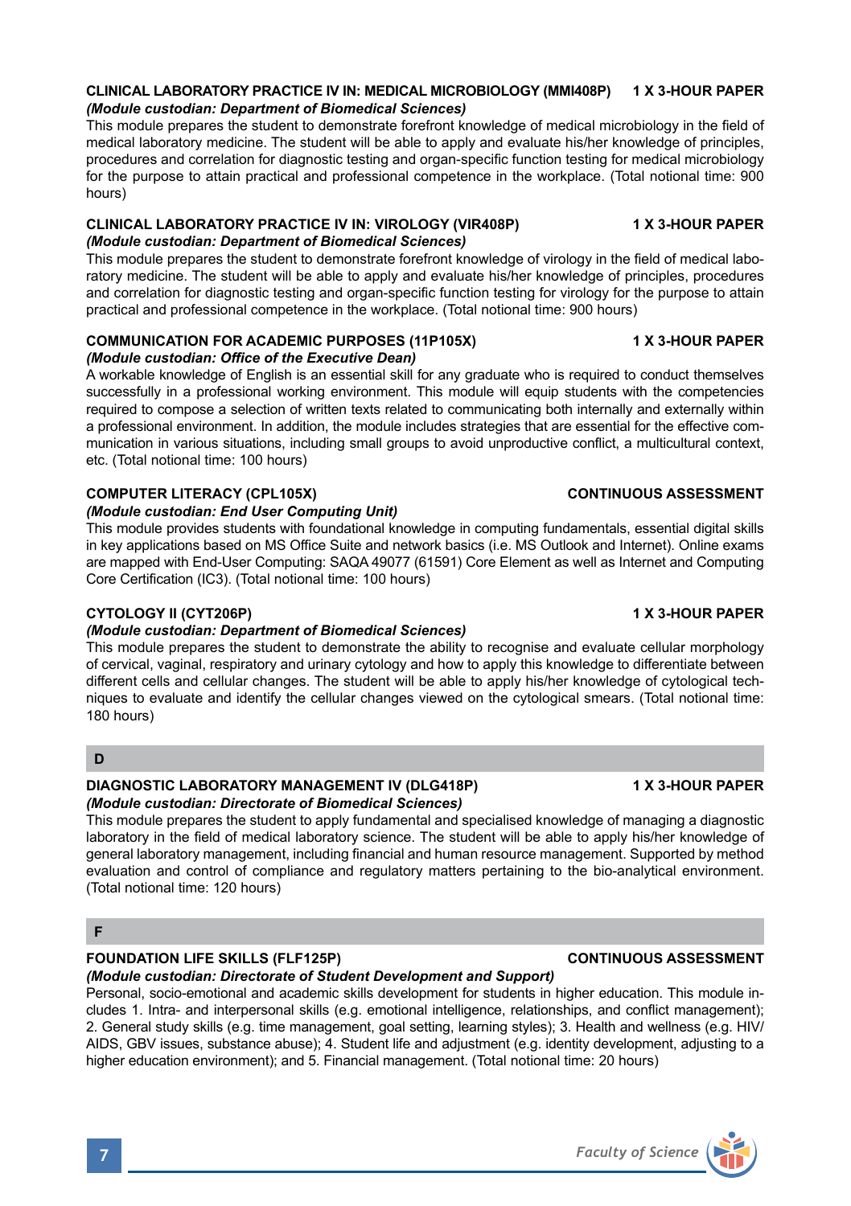### CLINICAL LABORATORY PRACTICE IV IN: MEDICAL MICROBIOLOGY (MMI408P) 1 X 3-HOUR PAPER

***(Module custodian: Department of Biomedical Sciences)***

This module prepares the student to demonstrate forefront knowledge of medical microbiology in the field of medical laboratory medicine. The student will be able to apply and evaluate his/her knowledge of principles, procedures and correlation for diagnostic testing and organ-specific function testing for medical microbiology for the purpose to attain practical and professional competence in the workplace. (Total notional time: 900 hours)

### CLINICAL LABORATORY PRACTICE IV IN: VIROLOGY (VIR408P) 1 X 3-HOUR PAPER

***(Module custodian: Department of Biomedical Sciences)***

This module prepares the student to demonstrate forefront knowledge of virology in the field of medical laboratory medicine. The student will be able to apply and evaluate his/her knowledge of principles, procedures and correlation for diagnostic testing and organ-specific function testing for virology for the purpose to attain practical and professional competence in the workplace. (Total notional time: 900 hours)

### COMMUNICATION FOR ACADEMIC PURPOSES (11P105X) 1 X 3-HOUR PAPER

***(Module custodian: Office of the Executive Dean)***

A workable knowledge of English is an essential skill for any graduate who is required to conduct themselves successfully in a professional working environment. This module will equip students with the competencies required to compose a selection of written texts related to communicating both internally and externally within a professional environment. In addition, the module includes strategies that are essential for the effective communication in various situations, including small groups to avoid unproductive conflict, a multicultural context, etc. (Total notional time: 100 hours)

### COMPUTER LITERACY (CPL105X) CONTINUOUS ASSESSMENT

***(Module custodian: End User Computing Unit)***

This module provides students with foundational knowledge in computing fundamentals, essential digital skills in key applications based on MS Office Suite and network basics (i.e. MS Outlook and Internet). Online exams are mapped with End-User Computing: SAQA 49077 (61591) Core Element as well as Internet and Computing Core Certification (IC3). (Total notional time: 100 hours)

### CYTOLOGY II (CYT206P) 1 X 3-HOUR PAPER

***(Module custodian: Department of Biomedical Sciences)***

This module prepares the student to demonstrate the ability to recognise and evaluate cellular morphology of cervical, vaginal, respiratory and urinary cytology and how to apply this knowledge to differentiate between different cells and cellular changes. The student will be able to apply his/her knowledge of cytological techniques to evaluate and identify the cellular changes viewed on the cytological smears. (Total notional time: 180 hours)

## D

### DIAGNOSTIC LABORATORY MANAGEMENT IV (DLG418P) 1 X 3-HOUR PAPER

***(Module custodian: Directorate of Biomedical Sciences)***

This module prepares the student to apply fundamental and specialised knowledge of managing a diagnostic laboratory in the field of medical laboratory science. The student will be able to apply his/her knowledge of general laboratory management, including financial and human resource management. Supported by method evaluation and control of compliance and regulatory matters pertaining to the bio-analytical environment. (Total notional time: 120 hours)

## F

### FOUNDATION LIFE SKILLS (FLF125P) CONTINUOUS ASSESSMENT

***(Module custodian: Directorate of Student Development and Support)***

Personal, socio-emotional and academic skills development for students in higher education. This module includes 1. Intra- and interpersonal skills (e.g. emotional intelligence, relationships, and conflict management); 2. General study skills (e.g. time management, goal setting, learning styles); 3. Health and wellness (e.g. HIV/AIDS, GBV issues, substance abuse); 4. Student life and adjustment (e.g. identity development, adjusting to a higher education environment); and 5. Financial management. (Total notional time: 20 hours)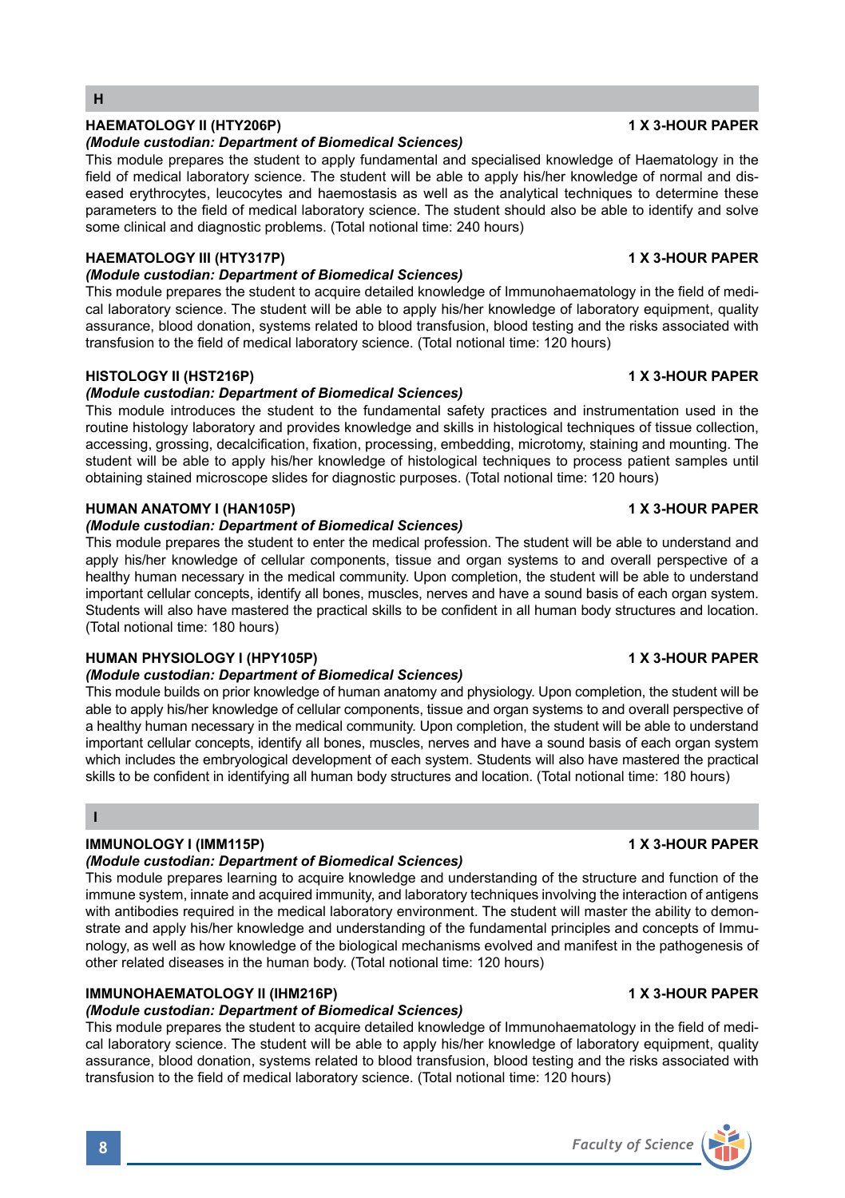## H

**HAEMATOLOGY II (HTY206P)** **1 X 3-HOUR PAPER**

***(Module custodian: Department of Biomedical Sciences)***

This module prepares the student to apply fundamental and specialised knowledge of Haematology in the field of medical laboratory science. The student will be able to apply his/her knowledge of normal and diseased erythrocytes, leucocytes and haemostasis as well as the analytical techniques to determine these parameters to the field of medical laboratory science. The student should also be able to identify and solve some clinical and diagnostic problems. (Total notional time: 240 hours)

**HAEMATOLOGY III (HTY317P)** **1 X 3-HOUR PAPER**

***(Module custodian: Department of Biomedical Sciences)***

This module prepares the student to acquire detailed knowledge of Immunohaematology in the field of medical laboratory science. The student will be able to apply his/her knowledge of laboratory equipment, quality assurance, blood donation, systems related to blood transfusion, blood testing and the risks associated with transfusion to the field of medical laboratory science. (Total notional time: 120 hours)

**HISTOLOGY II (HST216P)** **1 X 3-HOUR PAPER**

***(Module custodian: Department of Biomedical Sciences)***

This module introduces the student to the fundamental safety practices and instrumentation used in the routine histology laboratory and provides knowledge and skills in histological techniques of tissue collection, accessing, grossing, decalcification, fixation, processing, embedding, microtomy, staining and mounting. The student will be able to apply his/her knowledge of histological techniques to process patient samples until obtaining stained microscope slides for diagnostic purposes. (Total notional time: 120 hours)

**HUMAN ANATOMY I (HAN105P)** **1 X 3-HOUR PAPER**

***(Module custodian: Department of Biomedical Sciences)***

This module prepares the student to enter the medical profession. The student will be able to understand and apply his/her knowledge of cellular components, tissue and organ systems to and overall perspective of a healthy human necessary in the medical community. Upon completion, the student will be able to understand important cellular concepts, identify all bones, muscles, nerves and have a sound basis of each organ system. Students will also have mastered the practical skills to be confident in all human body structures and location. (Total notional time: 180 hours)

**HUMAN PHYSIOLOGY I (HPY105P)** **1 X 3-HOUR PAPER**

***(Module custodian: Department of Biomedical Sciences)***

This module builds on prior knowledge of human anatomy and physiology. Upon completion, the student will be able to apply his/her knowledge of cellular components, tissue and organ systems to and overall perspective of a healthy human necessary in the medical community. Upon completion, the student will be able to understand important cellular concepts, identify all bones, muscles, nerves and have a sound basis of each organ system which includes the embryological development of each system. Students will also have mastered the practical skills to be confident in identifying all human body structures and location. (Total notional time: 180 hours)

## I

**IMMUNOLOGY I (IMM115P)** **1 X 3-HOUR PAPER**

***(Module custodian: Department of Biomedical Sciences)***

This module prepares learning to acquire knowledge and understanding of the structure and function of the immune system, innate and acquired immunity, and laboratory techniques involving the interaction of antigens with antibodies required in the medical laboratory environment. The student will master the ability to demonstrate and apply his/her knowledge and understanding of the fundamental principles and concepts of Immunology, as well as how knowledge of the biological mechanisms evolved and manifest in the pathogenesis of other related diseases in the human body. (Total notional time: 120 hours)

**IMMUNOHAEMATOLOGY II (IHM216P)** **1 X 3-HOUR PAPER**

***(Module custodian: Department of Biomedical Sciences)***

This module prepares the student to acquire detailed knowledge of Immunohaematology in the field of medical laboratory science. The student will be able to apply his/her knowledge of laboratory equipment, quality assurance, blood donation, systems related to blood transfusion, blood testing and the risks associated with transfusion to the field of medical laboratory science. (Total notional time: 120 hours)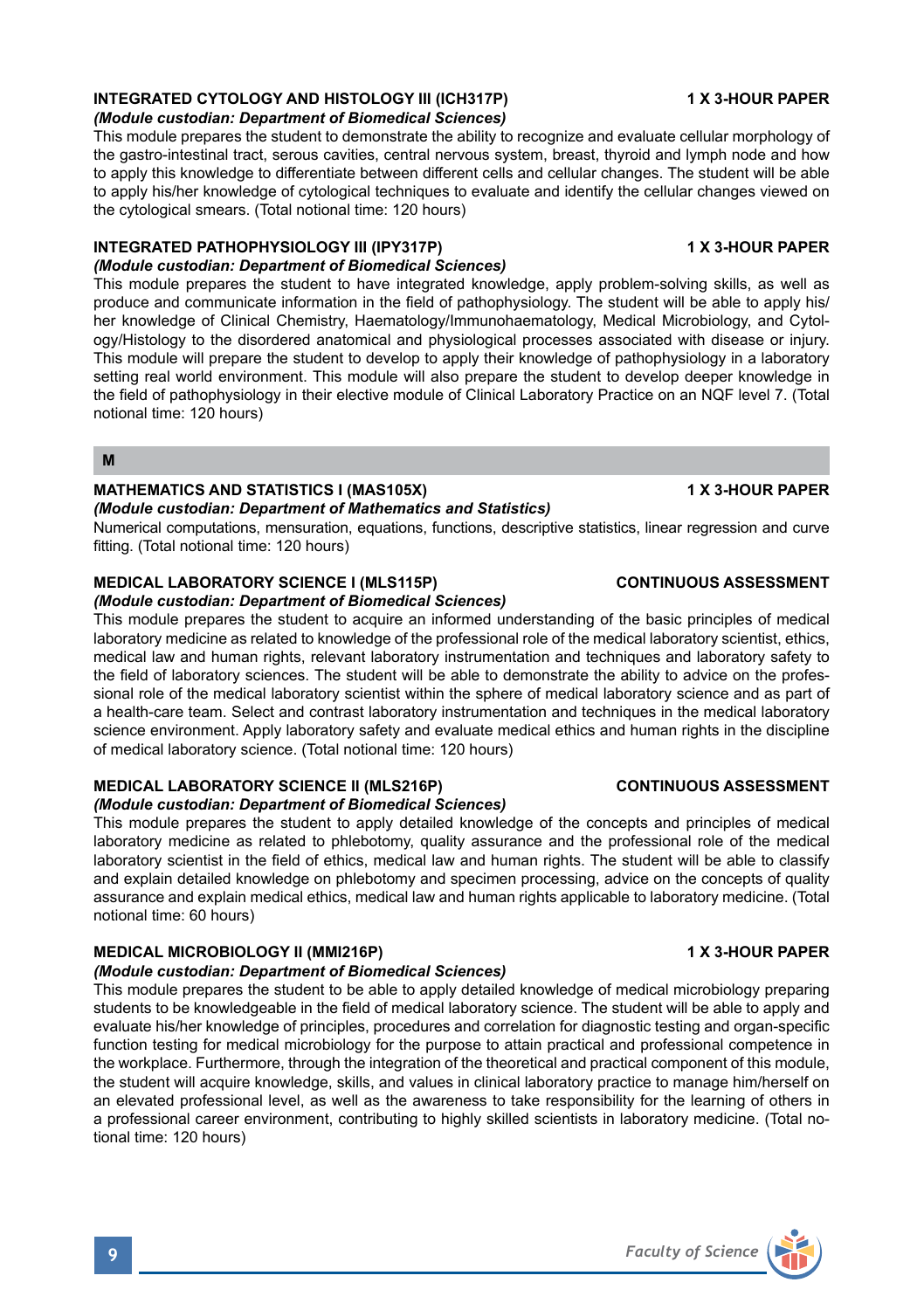### INTEGRATED CYTOLOGY AND HISTOLOGY III (ICH317P) — 1 X 3-HOUR PAPER

*(Module custodian: Department of Biomedical Sciences)*

This module prepares the student to demonstrate the ability to recognize and evaluate cellular morphology of the gastro-intestinal tract, serous cavities, central nervous system, breast, thyroid and lymph node and how to apply this knowledge to differentiate between different cells and cellular changes. The student will be able to apply his/her knowledge of cytological techniques to evaluate and identify the cellular changes viewed on the cytological smears. (Total notional time: 120 hours)

### INTEGRATED PATHOPHYSIOLOGY III (IPY317P) — 1 X 3-HOUR PAPER

*(Module custodian: Department of Biomedical Sciences)*

This module prepares the student to have integrated knowledge, apply problem-solving skills, as well as produce and communicate information in the field of pathophysiology. The student will be able to apply his/her knowledge of Clinical Chemistry, Haematology/Immunohaematology, Medical Microbiology, and Cytology/Histology to the disordered anatomical and physiological processes associated with disease or injury. This module will prepare the student to develop to apply their knowledge of pathophysiology in a laboratory setting real world environment. This module will also prepare the student to develop deeper knowledge in the field of pathophysiology in their elective module of Clinical Laboratory Practice on an NQF level 7. (Total notional time: 120 hours)

## M

### MATHEMATICS AND STATISTICS I (MAS105X) — 1 X 3-HOUR PAPER

*(Module custodian: Department of Mathematics and Statistics)*

Numerical computations, mensuration, equations, functions, descriptive statistics, linear regression and curve fitting. (Total notional time: 120 hours)

### MEDICAL LABORATORY SCIENCE I (MLS115P) — CONTINUOUS ASSESSMENT

*(Module custodian: Department of Biomedical Sciences)*

This module prepares the student to acquire an informed understanding of the basic principles of medical laboratory medicine as related to knowledge of the professional role of the medical laboratory scientist, ethics, medical law and human rights, relevant laboratory instrumentation and techniques and laboratory safety to the field of laboratory sciences. The student will be able to demonstrate the ability to advice on the professional role of the medical laboratory scientist within the sphere of medical laboratory science and as part of a health-care team. Select and contrast laboratory instrumentation and techniques in the medical laboratory science environment. Apply laboratory safety and evaluate medical ethics and human rights in the discipline of medical laboratory science. (Total notional time: 120 hours)

### MEDICAL LABORATORY SCIENCE II (MLS216P) — CONTINUOUS ASSESSMENT

*(Module custodian: Department of Biomedical Sciences)*

This module prepares the student to apply detailed knowledge of the concepts and principles of medical laboratory medicine as related to phlebotomy, quality assurance and the professional role of the medical laboratory scientist in the field of ethics, medical law and human rights. The student will be able to classify and explain detailed knowledge on phlebotomy and specimen processing, advice on the concepts of quality assurance and explain medical ethics, medical law and human rights applicable to laboratory medicine. (Total notional time: 60 hours)

### MEDICAL MICROBIOLOGY II (MMI216P) — 1 X 3-HOUR PAPER

*(Module custodian: Department of Biomedical Sciences)*

This module prepares the student to be able to apply detailed knowledge of medical microbiology preparing students to be knowledgeable in the field of medical laboratory science. The student will be able to apply and evaluate his/her knowledge of principles, procedures and correlation for diagnostic testing and organ-specific function testing for medical microbiology for the purpose to attain practical and professional competence in the workplace. Furthermore, through the integration of the theoretical and practical component of this module, the student will acquire knowledge, skills, and values in clinical laboratory practice to manage him/herself on an elevated professional level, as well as the awareness to take responsibility for the learning of others in a professional career environment, contributing to highly skilled scientists in laboratory medicine. (Total notional time: 120 hours)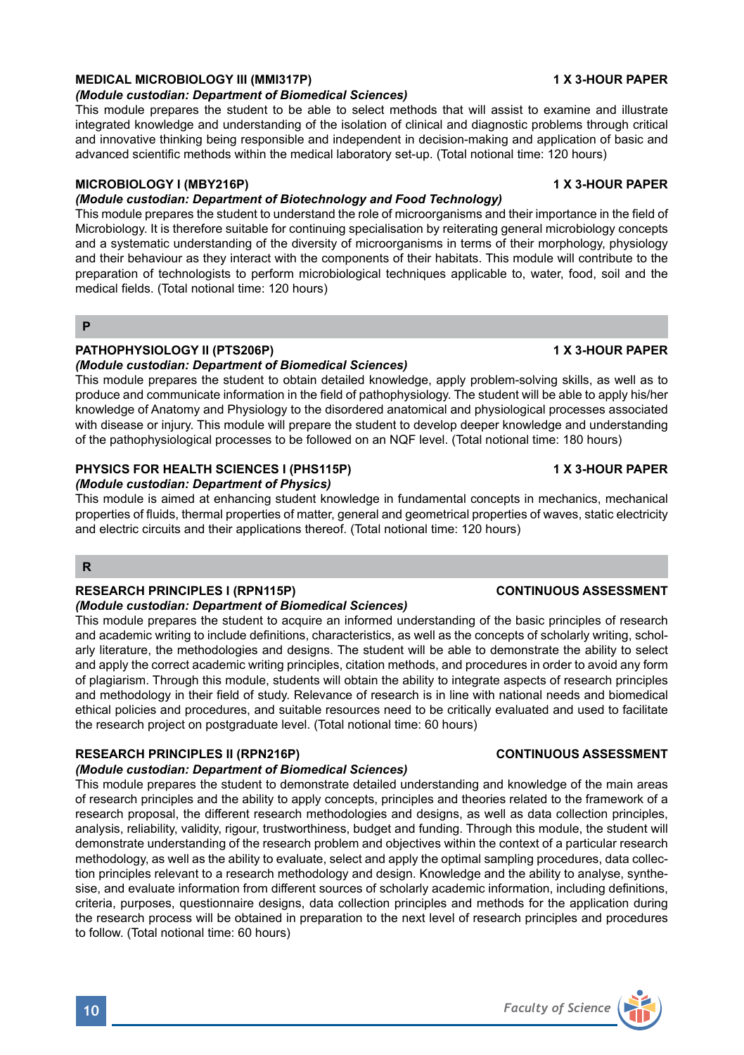### MEDICAL MICROBIOLOGY III (MMI317P) — 1 X 3-HOUR PAPER

***(Module custodian: Department of Biomedical Sciences)***

This module prepares the student to be able to select methods that will assist to examine and illustrate integrated knowledge and understanding of the isolation of clinical and diagnostic problems through critical and innovative thinking being responsible and independent in decision-making and application of basic and advanced scientific methods within the medical laboratory set-up. (Total notional time: 120 hours)

### MICROBIOLOGY I (MBY216P) — 1 X 3-HOUR PAPER

***(Module custodian: Department of Biotechnology and Food Technology)***

This module prepares the student to understand the role of microorganisms and their importance in the field of Microbiology. It is therefore suitable for continuing specialisation by reiterating general microbiology concepts and a systematic understanding of the diversity of microorganisms in terms of their morphology, physiology and their behaviour as they interact with the components of their habitats. This module will contribute to the preparation of technologists to perform microbiological techniques applicable to, water, food, soil and the medical fields. (Total notional time: 120 hours)

## P

### PATHOPHYSIOLOGY II (PTS206P) — 1 X 3-HOUR PAPER

***(Module custodian: Department of Biomedical Sciences)***

This module prepares the student to obtain detailed knowledge, apply problem-solving skills, as well as to produce and communicate information in the field of pathophysiology. The student will be able to apply his/her knowledge of Anatomy and Physiology to the disordered anatomical and physiological processes associated with disease or injury. This module will prepare the student to develop deeper knowledge and understanding of the pathophysiological processes to be followed on an NQF level. (Total notional time: 180 hours)

### PHYSICS FOR HEALTH SCIENCES I (PHS115P) — 1 X 3-HOUR PAPER

***(Module custodian: Department of Physics)***

This module is aimed at enhancing student knowledge in fundamental concepts in mechanics, mechanical properties of fluids, thermal properties of matter, general and geometrical properties of waves, static electricity and electric circuits and their applications thereof. (Total notional time: 120 hours)

## R

### RESEARCH PRINCIPLES I (RPN115P) — CONTINUOUS ASSESSMENT

***(Module custodian: Department of Biomedical Sciences)***

This module prepares the student to acquire an informed understanding of the basic principles of research and academic writing to include definitions, characteristics, as well as the concepts of scholarly writing, scholarly literature, the methodologies and designs. The student will be able to demonstrate the ability to select and apply the correct academic writing principles, citation methods, and procedures in order to avoid any form of plagiarism. Through this module, students will obtain the ability to integrate aspects of research principles and methodology in their field of study. Relevance of research is in line with national needs and biomedical ethical policies and procedures, and suitable resources need to be critically evaluated and used to facilitate the research project on postgraduate level. (Total notional time: 60 hours)

### RESEARCH PRINCIPLES II (RPN216P) — CONTINUOUS ASSESSMENT

***(Module custodian: Department of Biomedical Sciences)***

This module prepares the student to demonstrate detailed understanding and knowledge of the main areas of research principles and the ability to apply concepts, principles and theories related to the framework of a research proposal, the different research methodologies and designs, as well as data collection principles, analysis, reliability, validity, rigour, trustworthiness, budget and funding. Through this module, the student will demonstrate understanding of the research problem and objectives within the context of a particular research methodology, as well as the ability to evaluate, select and apply the optimal sampling procedures, data collection principles relevant to a research methodology and design. Knowledge and the ability to analyse, synthesise, and evaluate information from different sources of scholarly academic information, including definitions, criteria, purposes, questionnaire designs, data collection principles and methods for the application during the research process will be obtained in preparation to the next level of research principles and procedures to follow. (Total notional time: 60 hours)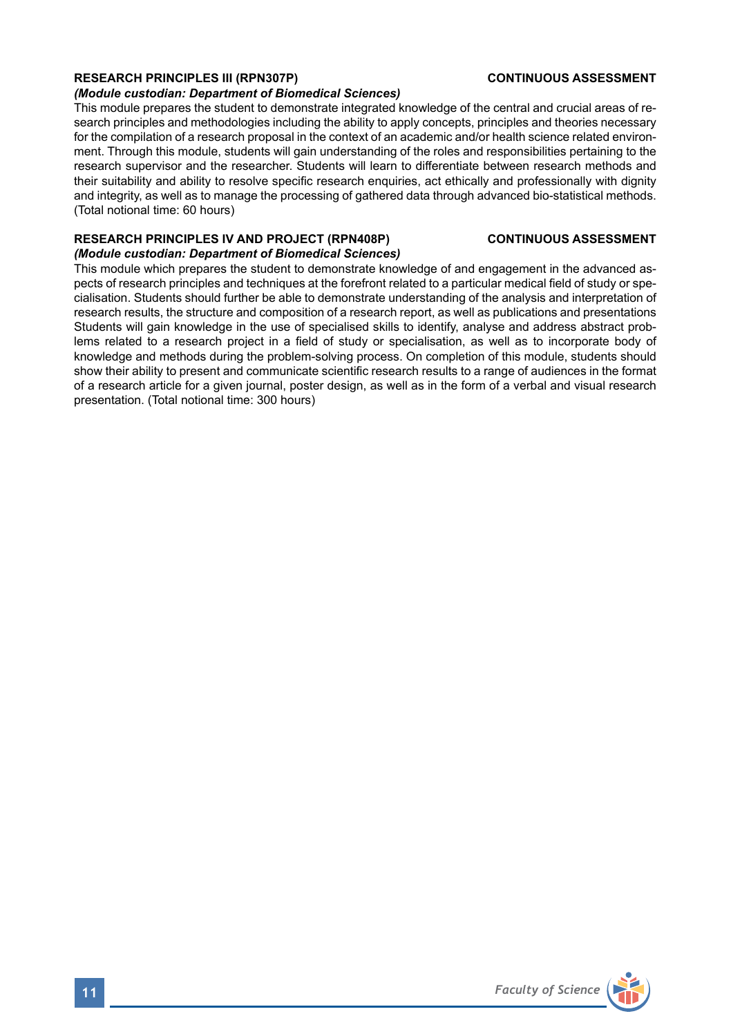**RESEARCH PRINCIPLES III (RPN307P)** **CONTINUOUS ASSESSMENT**

***(Module custodian: Department of Biomedical Sciences)***

This module prepares the student to demonstrate integrated knowledge of the central and crucial areas of research principles and methodologies including the ability to apply concepts, principles and theories necessary for the compilation of a research proposal in the context of an academic and/or health science related environment. Through this module, students will gain understanding of the roles and responsibilities pertaining to the research supervisor and the researcher. Students will learn to differentiate between research methods and their suitability and ability to resolve specific research enquiries, act ethically and professionally with dignity and integrity, as well as to manage the processing of gathered data through advanced bio-statistical methods. (Total notional time: 60 hours)

**RESEARCH PRINCIPLES IV AND PROJECT (RPN408P)** **CONTINUOUS ASSESSMENT**

***(Module custodian: Department of Biomedical Sciences)***

This module which prepares the student to demonstrate knowledge of and engagement in the advanced aspects of research principles and techniques at the forefront related to a particular medical field of study or specialisation. Students should further be able to demonstrate understanding of the analysis and interpretation of research results, the structure and composition of a research report, as well as publications and presentations Students will gain knowledge in the use of specialised skills to identify, analyse and address abstract problems related to a research project in a field of study or specialisation, as well as to incorporate body of knowledge and methods during the problem-solving process. On completion of this module, students should show their ability to present and communicate scientific research results to a range of audiences in the format of a research article for a given journal, poster design, as well as in the form of a verbal and visual research presentation. (Total notional time: 300 hours)